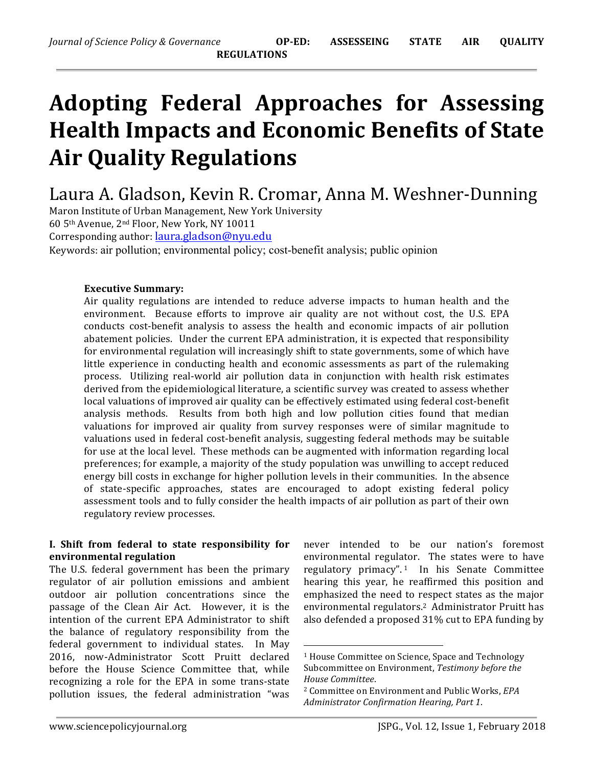# Adopting Federal Approaches for Assessing Health Impacts and Economic Benefits of State Air Quality Regulations

Laura A. Gladson, Kevin R. Cromar, Anna M. Weshner-Dunning

Maron Institute of Urban Management, New York University
60 5th Avenue, 2nd Floor, New York, NY 10011
Corresponding author: laura.gladson@nyu.edu
Keywords: air pollution; environmental policy; cost-benefit analysis; public opinion

**Executive Summary:**
Air quality regulations are intended to reduce adverse impacts to human health and the environment. Because efforts to improve air quality are not without cost, the U.S. EPA conducts cost-benefit analysis to assess the health and economic impacts of air pollution abatement policies. Under the current EPA administration, it is expected that responsibility for environmental regulation will increasingly shift to state governments, some of which have little experience in conducting health and economic assessments as part of the rulemaking process. Utilizing real-world air pollution data in conjunction with health risk estimates derived from the epidemiological literature, a scientific survey was created to assess whether local valuations of improved air quality can be effectively estimated using federal cost-benefit analysis methods. Results from both high and low pollution cities found that median valuations for improved air quality from survey responses were of similar magnitude to valuations used in federal cost-benefit analysis, suggesting federal methods may be suitable for use at the local level. These methods can be augmented with information regarding local preferences; for example, a majority of the study population was unwilling to accept reduced energy bill costs in exchange for higher pollution levels in their communities. In the absence of state-specific approaches, states are encouraged to adopt existing federal policy assessment tools and to fully consider the health impacts of air pollution as part of their own regulatory review processes.

**I. Shift from federal to state responsibility for environmental regulation**

The U.S. federal government has been the primary regulator of air pollution emissions and ambient outdoor air pollution concentrations since the passage of the Clean Air Act. However, it is the intention of the current EPA Administrator to shift the balance of regulatory responsibility from the federal government to individual states. In May 2016, now-Administrator Scott Pruitt declared before the House Science Committee that, while recognizing a role for the EPA in some trans-state pollution issues, the federal administration "was never intended to be our nation's foremost environmental regulator. The states were to have regulatory primacy".[1] In his Senate Committee hearing this year, he reaffirmed this position and emphasized the need to respect states as the major environmental regulators.[2] Administrator Pruitt has also defended a proposed 31% cut to EPA funding by

[1] House Committee on Science, Space and Technology Subcommittee on Environment, *Testimony before the House Committee*.

[2] Committee on Environment and Public Works, *EPA Administrator Confirmation Hearing, Part 1*.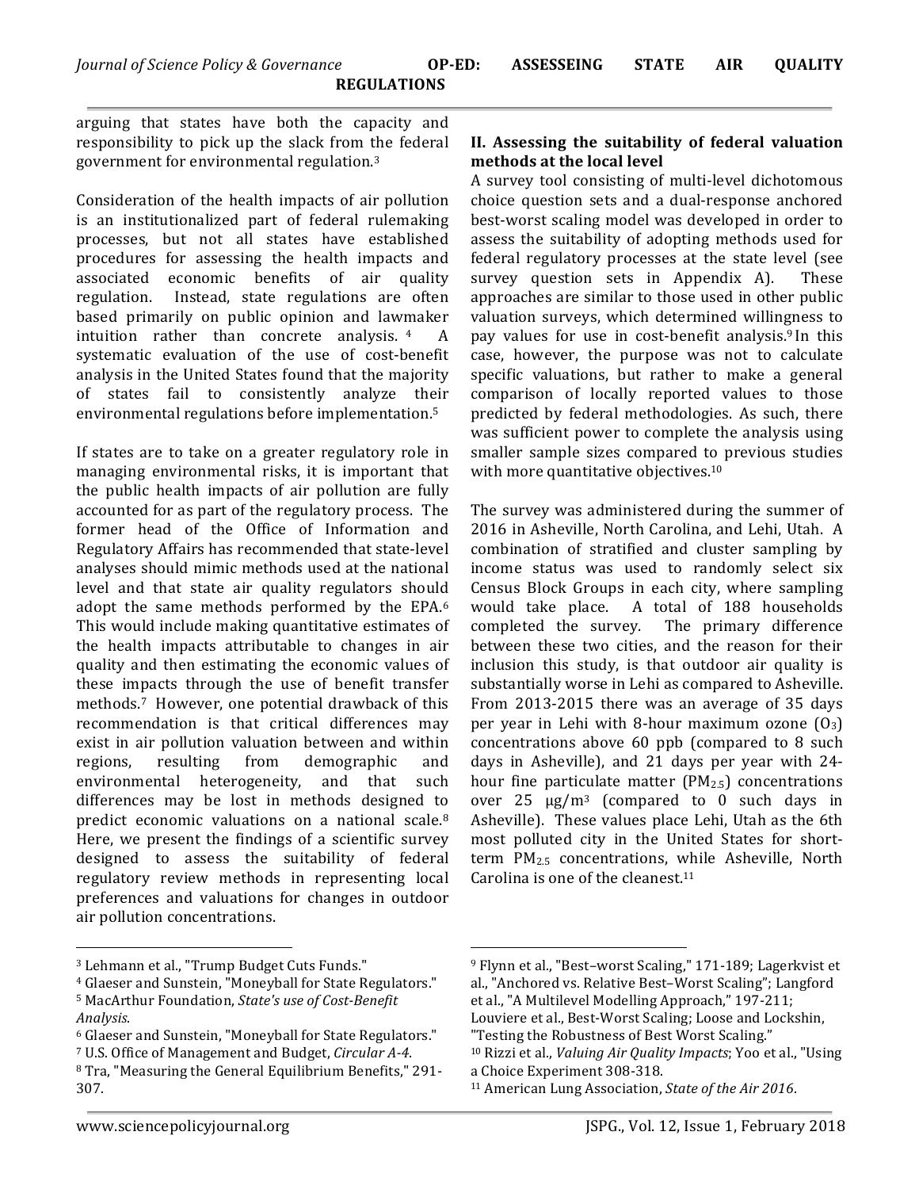arguing that states have both the capacity and responsibility to pick up the slack from the federal government for environmental regulation.[3]

Consideration of the health impacts of air pollution is an institutionalized part of federal rulemaking processes, but not all states have established procedures for assessing the health impacts and associated economic benefits of air quality regulation. Instead, state regulations are often based primarily on public opinion and lawmaker intuition rather than concrete analysis.[4] A systematic evaluation of the use of cost-benefit analysis in the United States found that the majority of states fail to consistently analyze their environmental regulations before implementation.[5]

If states are to take on a greater regulatory role in managing environmental risks, it is important that the public health impacts of air pollution are fully accounted for as part of the regulatory process. The former head of the Office of Information and Regulatory Affairs has recommended that state-level analyses should mimic methods used at the national level and that state air quality regulators should adopt the same methods performed by the EPA.[6] This would include making quantitative estimates of the health impacts attributable to changes in air quality and then estimating the economic values of these impacts through the use of benefit transfer methods.[7] However, one potential drawback of this recommendation is that critical differences may exist in air pollution valuation between and within regions, resulting from demographic and environmental heterogeneity, and that such differences may be lost in methods designed to predict economic valuations on a national scale.[8] Here, we present the findings of a scientific survey designed to assess the suitability of federal regulatory review methods in representing local preferences and valuations for changes in outdoor air pollution concentrations.

## II. Assessing the suitability of federal valuation methods at the local level

A survey tool consisting of multi-level dichotomous choice question sets and a dual-response anchored best-worst scaling model was developed in order to assess the suitability of adopting methods used for federal regulatory processes at the state level (see survey question sets in Appendix A). These approaches are similar to those used in other public valuation surveys, which determined willingness to pay values for use in cost-benefit analysis.[9] In this case, however, the purpose was not to calculate specific valuations, but rather to make a general comparison of locally reported values to those predicted by federal methodologies. As such, there was sufficient power to complete the analysis using smaller sample sizes compared to previous studies with more quantitative objectives.[10]

The survey was administered during the summer of 2016 in Asheville, North Carolina, and Lehi, Utah. A combination of stratified and cluster sampling by income status was used to randomly select six Census Block Groups in each city, where sampling would take place. A total of 188 households completed the survey. The primary difference between these two cities, and the reason for their inclusion this study, is that outdoor air quality is substantially worse in Lehi as compared to Asheville. From 2013-2015 there was an average of 35 days per year in Lehi with 8-hour maximum ozone ($O_3$) concentrations above 60 ppb (compared to 8 such days in Asheville), and 21 days per year with 24-hour fine particulate matter ($PM_{2.5}$) concentrations over 25 μg/m$^3$ (compared to 0 such days in Asheville). These values place Lehi, Utah as the 6th most polluted city in the United States for short-term $PM_{2.5}$ concentrations, while Asheville, North Carolina is one of the cleanest.[11]

---

[3] Lehmann et al., "Trump Budget Cuts Funds."

[4] Glaeser and Sunstein, "Moneyball for State Regulators."

[5] MacArthur Foundation, *State's use of Cost-Benefit Analysis*.

[6] Glaeser and Sunstein, "Moneyball for State Regulators."

[7] U.S. Office of Management and Budget, *Circular A-4*.

[8] Tra, "Measuring the General Equilibrium Benefits," 291-307.

[9] Flynn et al., "Best–worst Scaling," 171-189; Lagerkvist et al., "Anchored vs. Relative Best–Worst Scaling"; Langford et al., "A Multilevel Modelling Approach," 197-211; Louviere et al., Best-Worst Scaling; Loose and Lockshin, "Testing the Robustness of Best Worst Scaling."

[10] Rizzi et al., *Valuing Air Quality Impacts*; Yoo et al., "Using a Choice Experiment 308-318.

[11] American Lung Association, *State of the Air 2016*.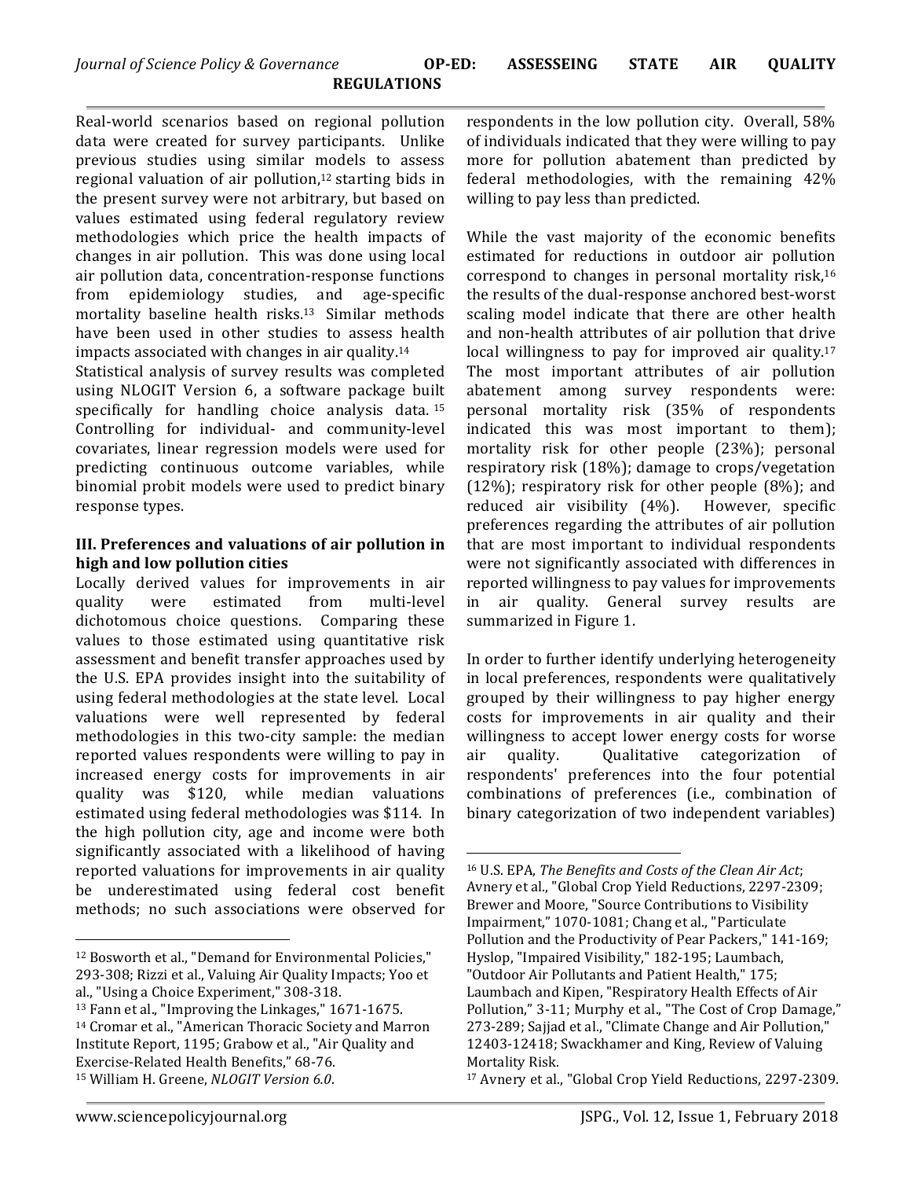Real-world scenarios based on regional pollution data were created for survey participants. Unlike previous studies using similar models to assess regional valuation of air pollution,[12] starting bids in the present survey were not arbitrary, but based on values estimated using federal regulatory review methodologies which price the health impacts of changes in air pollution. This was done using local air pollution data, concentration-response functions from epidemiology studies, and age-specific mortality baseline health risks.[13] Similar methods have been used in other studies to assess health impacts associated with changes in air quality.[14]

Statistical analysis of survey results was completed using NLOGIT Version 6, a software package built specifically for handling choice analysis data.[15] Controlling for individual- and community-level covariates, linear regression models were used for predicting continuous outcome variables, while binomial probit models were used to predict binary response types.

### III. Preferences and valuations of air pollution in high and low pollution cities

Locally derived values for improvements in air quality were estimated from multi-level dichotomous choice questions. Comparing these values to those estimated using quantitative risk assessment and benefit transfer approaches used by the U.S. EPA provides insight into the suitability of using federal methodologies at the state level. Local valuations were well represented by federal methodologies in this two-city sample: the median reported values respondents were willing to pay in increased energy costs for improvements in air quality was $120, while median valuations estimated using federal methodologies was $114. In the high pollution city, age and income were both significantly associated with a likelihood of having reported valuations for improvements in air quality be underestimated using federal cost benefit methods; no such associations were observed for respondents in the low pollution city. Overall, 58% of individuals indicated that they were willing to pay more for pollution abatement than predicted by federal methodologies, with the remaining 42% willing to pay less than predicted.

While the vast majority of the economic benefits estimated for reductions in outdoor air pollution correspond to changes in personal mortality risk,[16] the results of the dual-response anchored best-worst scaling model indicate that there are other health and non-health attributes of air pollution that drive local willingness to pay for improved air quality.[17] The most important attributes of air pollution abatement among survey respondents were: personal mortality risk (35% of respondents indicated this was most important to them); mortality risk for other people (23%); personal respiratory risk (18%); damage to crops/vegetation (12%); respiratory risk for other people (8%); and reduced air visibility (4%). However, specific preferences regarding the attributes of air pollution that are most important to individual respondents were not significantly associated with differences in reported willingness to pay values for improvements in air quality. General survey results are summarized in Figure 1.

In order to further identify underlying heterogeneity in local preferences, respondents were qualitatively grouped by their willingness to pay higher energy costs for improvements in air quality and their willingness to accept lower energy costs for worse air quality. Qualitative categorization of respondents' preferences into the four potential combinations of preferences (i.e., combination of binary categorization of two independent variables)

---

[12] Bosworth et al., "Demand for Environmental Policies," 293-308; Rizzi et al., Valuing Air Quality Impacts; Yoo et al., "Using a Choice Experiment," 308-318.

[13] Fann et al., "Improving the Linkages," 1671-1675.

[14] Cromar et al., "American Thoracic Society and Marron Institute Report, 1195; Grabow et al., "Air Quality and Exercise-Related Health Benefits," 68-76.

[15] William H. Greene, *NLOGIT Version 6.0*.

[16] U.S. EPA, *The Benefits and Costs of the Clean Air Act*; Avnery et al., "Global Crop Yield Reductions, 2297-2309; Brewer and Moore, "Source Contributions to Visibility Impairment," 1070-1081; Chang et al., "Particulate Pollution and the Productivity of Pear Packers," 141-169; Hyslop, "Impaired Visibility," 182-195; Laumbach, "Outdoor Air Pollutants and Patient Health," 175; Laumbach and Kipen, "Respiratory Health Effects of Air Pollution," 3-11; Murphy et al., "The Cost of Crop Damage," 273-289; Sajjad et al., "Climate Change and Air Pollution," 12403-12418; Swackhamer and King, Review of Valuing Mortality Risk.

[17] Avnery et al., "Global Crop Yield Reductions, 2297-2309.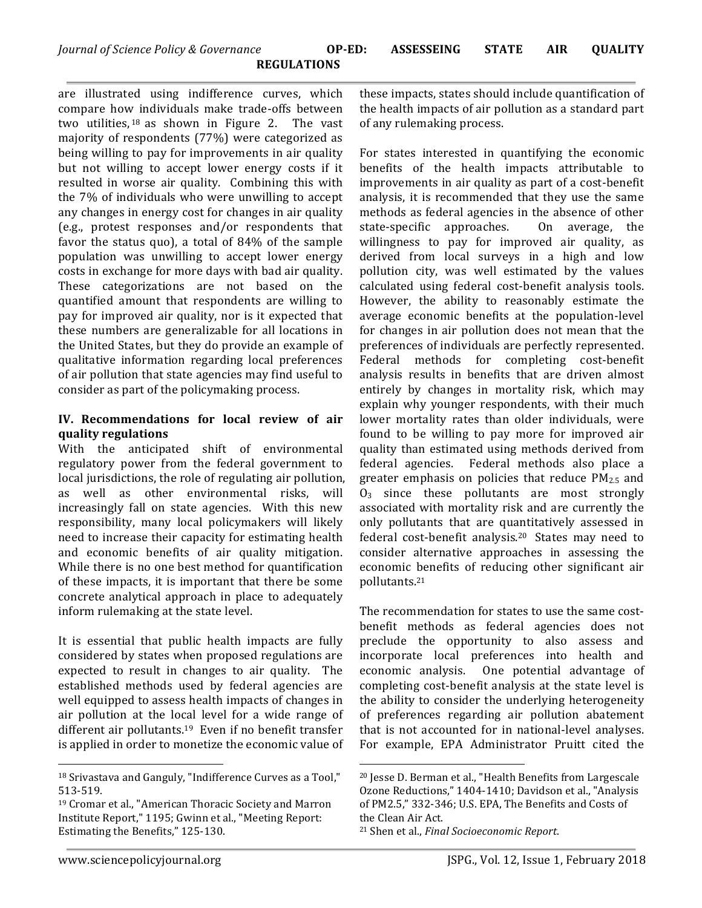are illustrated using indifference curves, which compare how individuals make trade-offs between two utilities,[18] as shown in Figure 2. The vast majority of respondents (77%) were categorized as being willing to pay for improvements in air quality but not willing to accept lower energy costs if it resulted in worse air quality. Combining this with the 7% of individuals who were unwilling to accept any changes in energy cost for changes in air quality (e.g., protest responses and/or respondents that favor the status quo), a total of 84% of the sample population was unwilling to accept lower energy costs in exchange for more days with bad air quality. These categorizations are not based on the quantified amount that respondents are willing to pay for improved air quality, nor is it expected that these numbers are generalizable for all locations in the United States, but they do provide an example of qualitative information regarding local preferences of air pollution that state agencies may find useful to consider as part of the policymaking process.

## IV. Recommendations for local review of air quality regulations

With the anticipated shift of environmental regulatory power from the federal government to local jurisdictions, the role of regulating air pollution, as well as other environmental risks, will increasingly fall on state agencies. With this new responsibility, many local policymakers will likely need to increase their capacity for estimating health and economic benefits of air quality mitigation. While there is no one best method for quantification of these impacts, it is important that there be some concrete analytical approach in place to adequately inform rulemaking at the state level.

It is essential that public health impacts are fully considered by states when proposed regulations are expected to result in changes to air quality. The established methods used by federal agencies are well equipped to assess health impacts of changes in air pollution at the local level for a wide range of different air pollutants.[19] Even if no benefit transfer is applied in order to monetize the economic value of these impacts, states should include quantification of the health impacts of air pollution as a standard part of any rulemaking process.

For states interested in quantifying the economic benefits of the health impacts attributable to improvements in air quality as part of a cost-benefit analysis, it is recommended that they use the same methods as federal agencies in the absence of other state-specific approaches. On average, the willingness to pay for improved air quality, as derived from local surveys in a high and low pollution city, was well estimated by the values calculated using federal cost-benefit analysis tools. However, the ability to reasonably estimate the average economic benefits at the population-level for changes in air pollution does not mean that the preferences of individuals are perfectly represented. Federal methods for completing cost-benefit analysis results in benefits that are driven almost entirely by changes in mortality risk, which may explain why younger respondents, with their much lower mortality rates than older individuals, were found to be willing to pay more for improved air quality than estimated using methods derived from federal agencies. Federal methods also place a greater emphasis on policies that reduce $PM_{2.5}$ and $O_3$ since these pollutants are most strongly associated with mortality risk and are currently the only pollutants that are quantitatively assessed in federal cost-benefit analysis.[20] States may need to consider alternative approaches in assessing the economic benefits of reducing other significant air pollutants.[21]

The recommendation for states to use the same cost-benefit methods as federal agencies does not preclude the opportunity to also assess and incorporate local preferences into health and economic analysis. One potential advantage of completing cost-benefit analysis at the state level is the ability to consider the underlying heterogeneity of preferences regarding air pollution abatement that is not accounted for in national-level analyses. For example, EPA Administrator Pruitt cited the

---

[18] Srivastava and Ganguly, "Indifference Curves as a Tool," 513-519.

[19] Cromar et al., "American Thoracic Society and Marron Institute Report," 1195; Gwinn et al., "Meeting Report: Estimating the Benefits," 125-130.

[20] Jesse D. Berman et al., "Health Benefits from Largescale Ozone Reductions," 1404-1410; Davidson et al., "Analysis of PM2.5," 332-346; U.S. EPA, The Benefits and Costs of the Clean Air Act.

[21] Shen et al., *Final Socioeconomic Report*.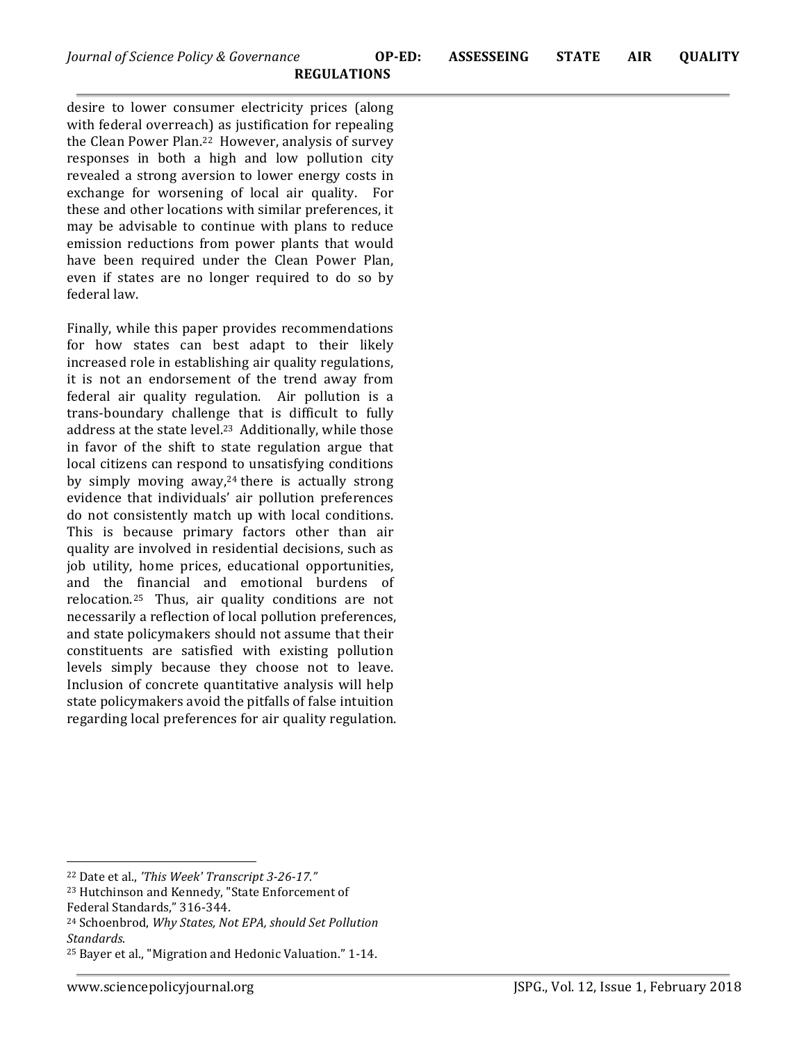desire to lower consumer electricity prices (along with federal overreach) as justification for repealing the Clean Power Plan.[22] However, analysis of survey responses in both a high and low pollution city revealed a strong aversion to lower energy costs in exchange for worsening of local air quality. For these and other locations with similar preferences, it may be advisable to continue with plans to reduce emission reductions from power plants that would have been required under the Clean Power Plan, even if states are no longer required to do so by federal law.

Finally, while this paper provides recommendations for how states can best adapt to their likely increased role in establishing air quality regulations, it is not an endorsement of the trend away from federal air quality regulation. Air pollution is a trans-boundary challenge that is difficult to fully address at the state level.[23] Additionally, while those in favor of the shift to state regulation argue that local citizens can respond to unsatisfying conditions by simply moving away,[24] there is actually strong evidence that individuals' air pollution preferences do not consistently match up with local conditions. This is because primary factors other than air quality are involved in residential decisions, such as job utility, home prices, educational opportunities, and the financial and emotional burdens of relocation.[25] Thus, air quality conditions are not necessarily a reflection of local pollution preferences, and state policymakers should not assume that their constituents are satisfied with existing pollution levels simply because they choose not to leave. Inclusion of concrete quantitative analysis will help state policymakers avoid the pitfalls of false intuition regarding local preferences for air quality regulation.

---

[22] Date et al., *'This Week' Transcript 3-26-17."*

[23] Hutchinson and Kennedy, "State Enforcement of Federal Standards," 316-344.

[24] Schoenbrod, *Why States, Not EPA, should Set Pollution Standards.*

[25] Bayer et al., "Migration and Hedonic Valuation." 1-14.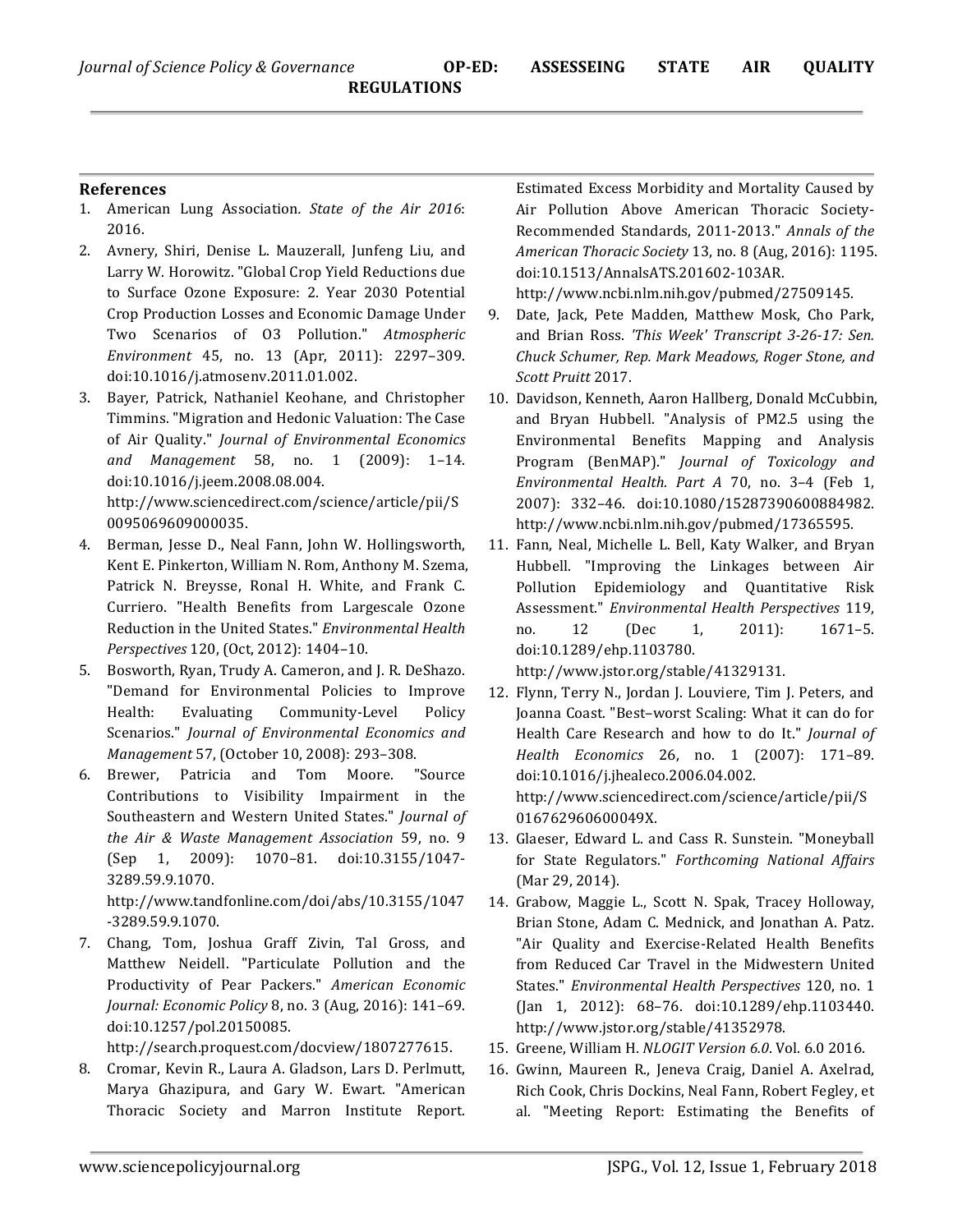## References

1. American Lung Association. *State of the Air 2016*: 2016.
2. Avnery, Shiri, Denise L. Mauzerall, Junfeng Liu, and Larry W. Horowitz. "Global Crop Yield Reductions due to Surface Ozone Exposure: 2. Year 2030 Potential Crop Production Losses and Economic Damage Under Two Scenarios of O3 Pollution." *Atmospheric Environment* 45, no. 13 (Apr, 2011): 2297–309. doi:10.1016/j.atmosenv.2011.01.002.
3. Bayer, Patrick, Nathaniel Keohane, and Christopher Timmins. "Migration and Hedonic Valuation: The Case of Air Quality." *Journal of Environmental Economics and Management* 58, no. 1 (2009): 1–14. doi:10.1016/j.jeem.2008.08.004. http://www.sciencedirect.com/science/article/pii/S0095069609000035.
4. Berman, Jesse D., Neal Fann, John W. Hollingsworth, Kent E. Pinkerton, William N. Rom, Anthony M. Szema, Patrick N. Breysse, Ronal H. White, and Frank C. Curriero. "Health Benefits from Largescale Ozone Reduction in the United States." *Environmental Health Perspectives* 120, (Oct, 2012): 1404–10.
5. Bosworth, Ryan, Trudy A. Cameron, and J. R. DeShazo. "Demand for Environmental Policies to Improve Health: Evaluating Community-Level Policy Scenarios." *Journal of Environmental Economics and Management* 57, (October 10, 2008): 293–308.
6. Brewer, Patricia and Tom Moore. "Source Contributions to Visibility Impairment in the Southeastern and Western United States." *Journal of the Air & Waste Management Association* 59, no. 9 (Sep 1, 2009): 1070–81. doi:10.3155/1047-3289.59.9.1070. http://www.tandfonline.com/doi/abs/10.3155/1047-3289.59.9.1070.
7. Chang, Tom, Joshua Graff Zivin, Tal Gross, and Matthew Neidell. "Particulate Pollution and the Productivity of Pear Packers." *American Economic Journal: Economic Policy* 8, no. 3 (Aug, 2016): 141–69. doi:10.1257/pol.20150085. http://search.proquest.com/docview/1807277615.
8. Cromar, Kevin R., Laura A. Gladson, Lars D. Perlmutt, Marya Ghazipura, and Gary W. Ewart. "American Thoracic Society and Marron Institute Report. Estimated Excess Morbidity and Mortality Caused by Air Pollution Above American Thoracic Society-Recommended Standards, 2011-2013." *Annals of the American Thoracic Society* 13, no. 8 (Aug, 2016): 1195. doi:10.1513/AnnalsATS.201602-103AR. http://www.ncbi.nlm.nih.gov/pubmed/27509145.
9. Date, Jack, Pete Madden, Matthew Mosk, Cho Park, and Brian Ross. *'This Week' Transcript 3-26-17: Sen. Chuck Schumer, Rep. Mark Meadows, Roger Stone, and Scott Pruitt* 2017.
10. Davidson, Kenneth, Aaron Hallberg, Donald McCubbin, and Bryan Hubbell. "Analysis of PM2.5 using the Environmental Benefits Mapping and Analysis Program (BenMAP)." *Journal of Toxicology and Environmental Health. Part A* 70, no. 3–4 (Feb 1, 2007): 332–46. doi:10.1080/15287390600884982. http://www.ncbi.nlm.nih.gov/pubmed/17365595.
11. Fann, Neal, Michelle L. Bell, Katy Walker, and Bryan Hubbell. "Improving the Linkages between Air Pollution Epidemiology and Quantitative Risk Assessment." *Environmental Health Perspectives* 119, no. 12 (Dec 1, 2011): 1671–5. doi:10.1289/ehp.1103780. http://www.jstor.org/stable/41329131.
12. Flynn, Terry N., Jordan J. Louviere, Tim J. Peters, and Joanna Coast. "Best–worst Scaling: What it can do for Health Care Research and how to do It." *Journal of Health Economics* 26, no. 1 (2007): 171–89. doi:10.1016/j.jhealeco.2006.04.002. http://www.sciencedirect.com/science/article/pii/S016762960600049X.
13. Glaeser, Edward L. and Cass R. Sunstein. "Moneyball for State Regulators." *Forthcoming National Affairs* (Mar 29, 2014).
14. Grabow, Maggie L., Scott N. Spak, Tracey Holloway, Brian Stone, Adam C. Mednick, and Jonathan A. Patz. "Air Quality and Exercise-Related Health Benefits from Reduced Car Travel in the Midwestern United States." *Environmental Health Perspectives* 120, no. 1 (Jan 1, 2012): 68–76. doi:10.1289/ehp.1103440. http://www.jstor.org/stable/41352978.
15. Greene, William H. *NLOGIT Version 6.0*. Vol. 6.0 2016.
16. Gwinn, Maureen R., Jeneva Craig, Daniel A. Axelrad, Rich Cook, Chris Dockins, Neal Fann, Robert Fegley, et al. "Meeting Report: Estimating the Benefits of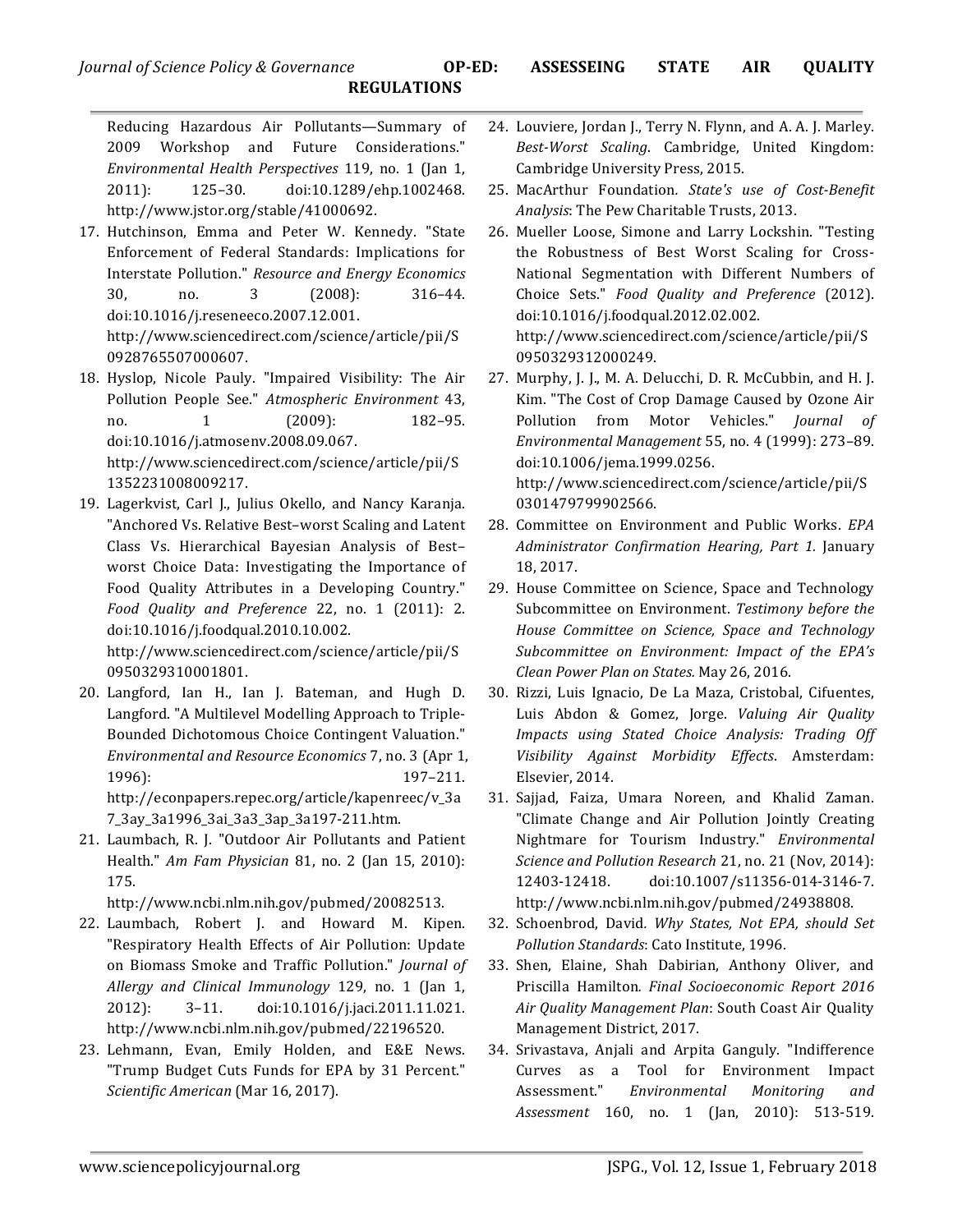Reducing Hazardous Air Pollutants—Summary of 2009 Workshop and Future Considerations." *Environmental Health Perspectives* 119, no. 1 (Jan 1, 2011): 125–30. doi:10.1289/ehp.1002468. http://www.jstor.org/stable/41000692.

17. Hutchinson, Emma and Peter W. Kennedy. "State Enforcement of Federal Standards: Implications for Interstate Pollution." *Resource and Energy Economics* 30, no. 3 (2008): 316–44. doi:10.1016/j.reseneeco.2007.12.001. http://www.sciencedirect.com/science/article/pii/S0928765507000607.
18. Hyslop, Nicole Pauly. "Impaired Visibility: The Air Pollution People See." *Atmospheric Environment* 43, no. 1 (2009): 182–95. doi:10.1016/j.atmosenv.2008.09.067. http://www.sciencedirect.com/science/article/pii/S1352231008009217.
19. Lagerkvist, Carl J., Julius Okello, and Nancy Karanja. "Anchored Vs. Relative Best–worst Scaling and Latent Class Vs. Hierarchical Bayesian Analysis of Best–worst Choice Data: Investigating the Importance of Food Quality Attributes in a Developing Country." *Food Quality and Preference* 22, no. 1 (2011): 2. doi:10.1016/j.foodqual.2010.10.002. http://www.sciencedirect.com/science/article/pii/S0950329310001801.
20. Langford, Ian H., Ian J. Bateman, and Hugh D. Langford. "A Multilevel Modelling Approach to Triple-Bounded Dichotomous Choice Contingent Valuation." *Environmental and Resource Economics* 7, no. 3 (Apr 1, 1996): 197–211. http://econpapers.repec.org/article/kapenreec/v_3a7_3ay_3a1996_3ai_3a3_3ap_3a197-211.htm.
21. Laumbach, R. J. "Outdoor Air Pollutants and Patient Health." *Am Fam Physician* 81, no. 2 (Jan 15, 2010): 175. http://www.ncbi.nlm.nih.gov/pubmed/20082513.
22. Laumbach, Robert J. and Howard M. Kipen. "Respiratory Health Effects of Air Pollution: Update on Biomass Smoke and Traffic Pollution." *Journal of Allergy and Clinical Immunology* 129, no. 1 (Jan 1, 2012): 3–11. doi:10.1016/j.jaci.2011.11.021. http://www.ncbi.nlm.nih.gov/pubmed/22196520.
23. Lehmann, Evan, Emily Holden, and E&E News. "Trump Budget Cuts Funds for EPA by 31 Percent." *Scientific American* (Mar 16, 2017).
24. Louviere, Jordan J., Terry N. Flynn, and A. A. J. Marley. *Best-Worst Scaling*. Cambridge, United Kingdom: Cambridge University Press, 2015.
25. MacArthur Foundation. *State's use of Cost-Benefit Analysis*: The Pew Charitable Trusts, 2013.
26. Mueller Loose, Simone and Larry Lockshin. "Testing the Robustness of Best Worst Scaling for Cross-National Segmentation with Different Numbers of Choice Sets." *Food Quality and Preference* (2012). doi:10.1016/j.foodqual.2012.02.002. http://www.sciencedirect.com/science/article/pii/S0950329312000249.
27. Murphy, J. J., M. A. Delucchi, D. R. McCubbin, and H. J. Kim. "The Cost of Crop Damage Caused by Ozone Air Pollution from Motor Vehicles." *Journal of Environmental Management* 55, no. 4 (1999): 273–89. doi:10.1006/jema.1999.0256. http://www.sciencedirect.com/science/article/pii/S0301479799902566.
28. Committee on Environment and Public Works. *EPA Administrator Confirmation Hearing, Part 1.* January 18, 2017.
29. House Committee on Science, Space and Technology Subcommittee on Environment. *Testimony before the House Committee on Science, Space and Technology Subcommittee on Environment: Impact of the EPA's Clean Power Plan on States.* May 26, 2016.
30. Rizzi, Luis Ignacio, De La Maza, Cristobal, Cifuentes, Luis Abdon & Gomez, Jorge. *Valuing Air Quality Impacts using Stated Choice Analysis: Trading Off Visibility Against Morbidity Effects*. Amsterdam: Elsevier, 2014.
31. Sajjad, Faiza, Umara Noreen, and Khalid Zaman. "Climate Change and Air Pollution Jointly Creating Nightmare for Tourism Industry." *Environmental Science and Pollution Research* 21, no. 21 (Nov, 2014): 12403-12418. doi:10.1007/s11356-014-3146-7. http://www.ncbi.nlm.nih.gov/pubmed/24938808.
32. Schoenbrod, David. *Why States, Not EPA, should Set Pollution Standards*: Cato Institute, 1996.
33. Shen, Elaine, Shah Dabirian, Anthony Oliver, and Priscilla Hamilton. *Final Socioeconomic Report 2016 Air Quality Management Plan*: South Coast Air Quality Management District, 2017.
34. Srivastava, Anjali and Arpita Ganguly. "Indifference Curves as a Tool for Environment Impact Assessment." *Environmental Monitoring and Assessment* 160, no. 1 (Jan, 2010): 513-519.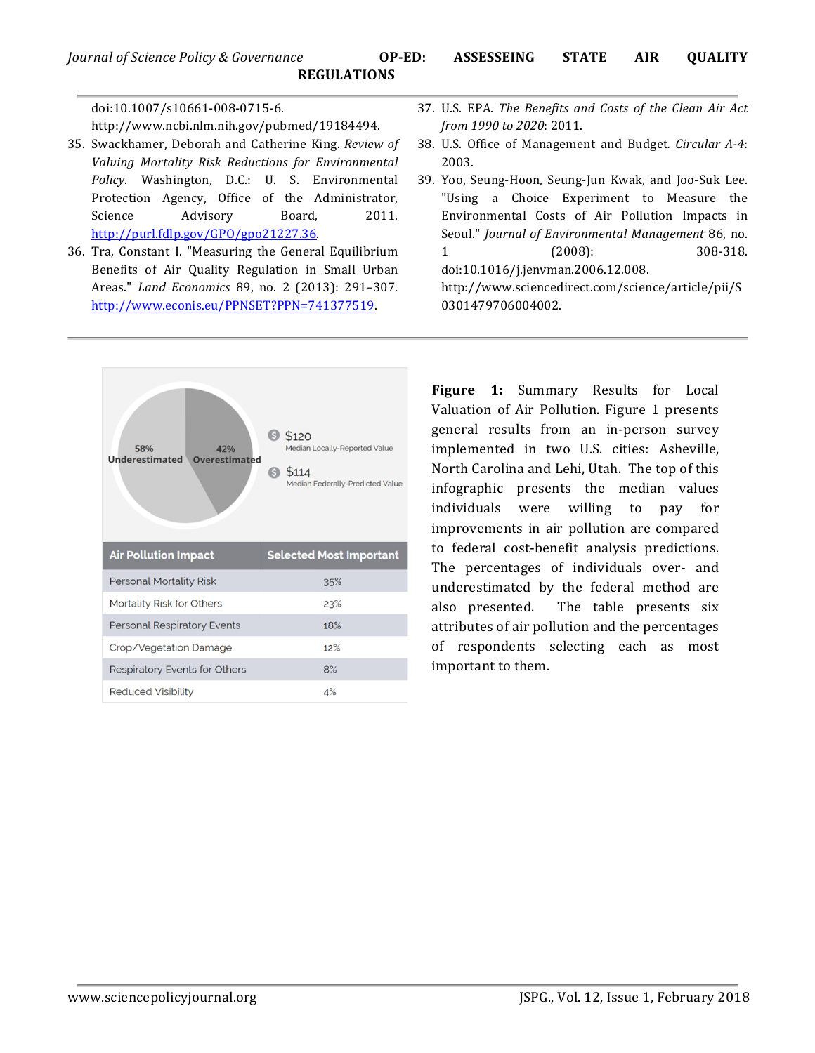doi:10.1007/s10661-008-0715-6. http://www.ncbi.nlm.nih.gov/pubmed/19184494.

35. Swackhamer, Deborah and Catherine King. *Review of Valuing Mortality Risk Reductions for Environmental Policy*. Washington, D.C.: U. S. Environmental Protection Agency, Office of the Administrator, Science Advisory Board, 2011. http://purl.fdlp.gov/GPO/gpo21227.36.
36. Tra, Constant I. "Measuring the General Equilibrium Benefits of Air Quality Regulation in Small Urban Areas." *Land Economics* 89, no. 2 (2013): 291–307. http://www.econis.eu/PPNSET?PPN=741377519.
37. U.S. EPA. *The Benefits and Costs of the Clean Air Act from 1990 to 2020*: 2011.
38. U.S. Office of Management and Budget. *Circular A-4*: 2003.
39. Yoo, Seung-Hoon, Seung-Jun Kwak, and Joo-Suk Lee. "Using a Choice Experiment to Measure the Environmental Costs of Air Pollution Impacts in Seoul." *Journal of Environmental Management* 86, no. 1 (2008): 308-318. doi:10.1016/j.jenvman.2006.12.008. http://www.sciencedirect.com/science/article/pii/S0301479706004002.

58% Underestimated | 42% Overestimated

$120 Median Locally-Reported Value

$114 Median Federally-Predicted Value

| Air Pollution Impact | Selected Most Important |
|---|---|
| Personal Mortality Risk | 35% |
| Mortality Risk for Others | 23% |
| Personal Respiratory Events | 18% |
| Crop/Vegetation Damage | 12% |
| Respiratory Events for Others | 8% |
| Reduced Visibility | 4% |

**Figure 1:** Summary Results for Local Valuation of Air Pollution. Figure 1 presents general results from an in-person survey implemented in two U.S. cities: Asheville, North Carolina and Lehi, Utah. The top of this infographic presents the median values individuals were willing to pay for improvements in air pollution are compared to federal cost-benefit analysis predictions. The percentages of individuals over- and underestimated by the federal method are also presented. The table presents six attributes of air pollution and the percentages of respondents selecting each as most important to them.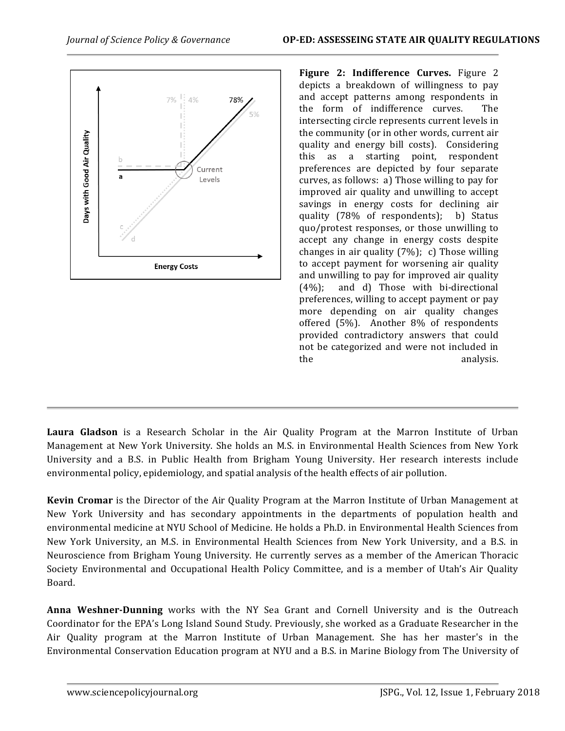**Figure 2: Indifference Curves.** Figure 2 depicts a breakdown of willingness to pay and accept patterns among respondents in the form of indifference curves. The intersecting circle represents current levels in the community (or in other words, current air quality and energy bill costs). Considering this as a starting point, respondent preferences are depicted by four separate curves, as follows: a) Those willing to pay for improved air quality and unwilling to accept savings in energy costs for declining air quality (78% of respondents); b) Status quo/protest responses, or those unwilling to accept any change in energy costs despite changes in air quality (7%); c) Those willing to accept payment for worsening air quality and unwilling to pay for improved air quality (4%); and d) Those with bi-directional preferences, willing to accept payment or pay more depending on air quality changes offered (5%). Another 8% of respondents provided contradictory answers that could not be categorized and were not included in the analysis.

---

**Laura Gladson** is a Research Scholar in the Air Quality Program at the Marron Institute of Urban Management at New York University. She holds an M.S. in Environmental Health Sciences from New York University and a B.S. in Public Health from Brigham Young University. Her research interests include environmental policy, epidemiology, and spatial analysis of the health effects of air pollution.

**Kevin Cromar** is the Director of the Air Quality Program at the Marron Institute of Urban Management at New York University and has secondary appointments in the departments of population health and environmental medicine at NYU School of Medicine. He holds a Ph.D. in Environmental Health Sciences from New York University, an M.S. in Environmental Health Sciences from New York University, and a B.S. in Neuroscience from Brigham Young University. He currently serves as a member of the American Thoracic Society Environmental and Occupational Health Policy Committee, and is a member of Utah's Air Quality Board.

**Anna Weshner-Dunning** works with the NY Sea Grant and Cornell University and is the Outreach Coordinator for the EPA's Long Island Sound Study. Previously, she worked as a Graduate Researcher in the Air Quality program at the Marron Institute of Urban Management. She has her master's in the Environmental Conservation Education program at NYU and a B.S. in Marine Biology from The University of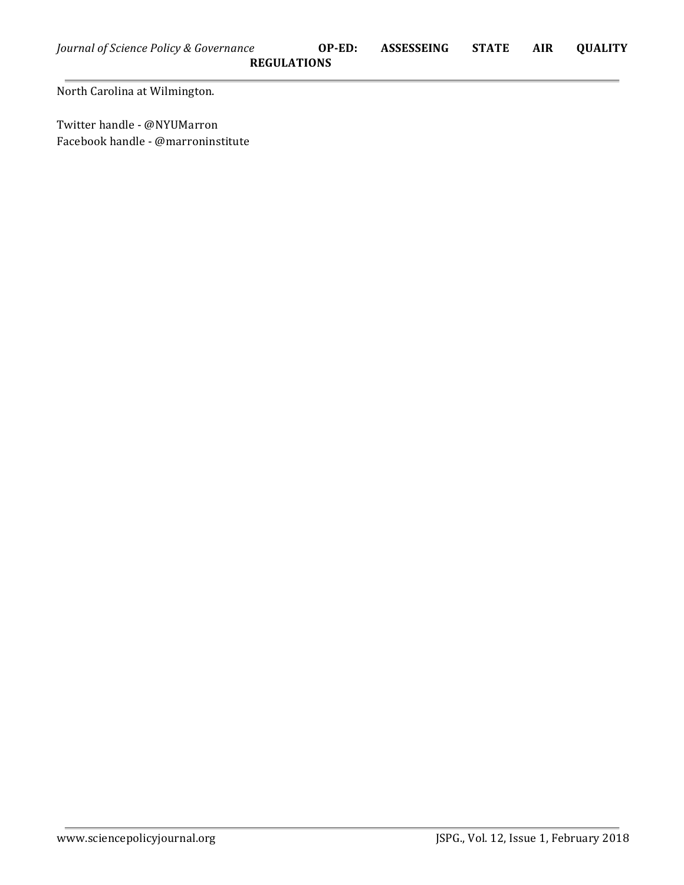North Carolina at Wilmington.

Twitter handle - @NYUMarron
Facebook handle - @marroninstitute